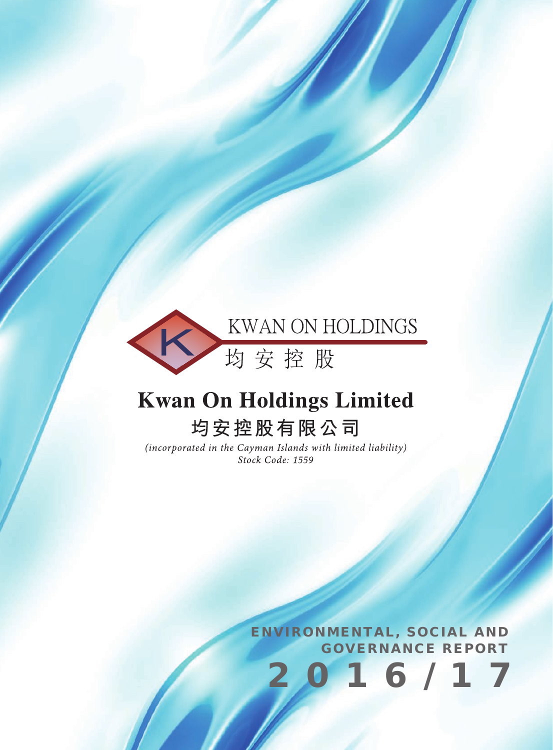KWAN ON HOLDINGS

均安控股

# Kwan On Holdings Limited

# 均安控股有限公司

*(incorporated in the Cayman Islands with limited liability)*
*Stock Code: 1559*

## ENVIRONMENTAL, SOCIAL AND GOVERNANCE REPORT

## 2016/17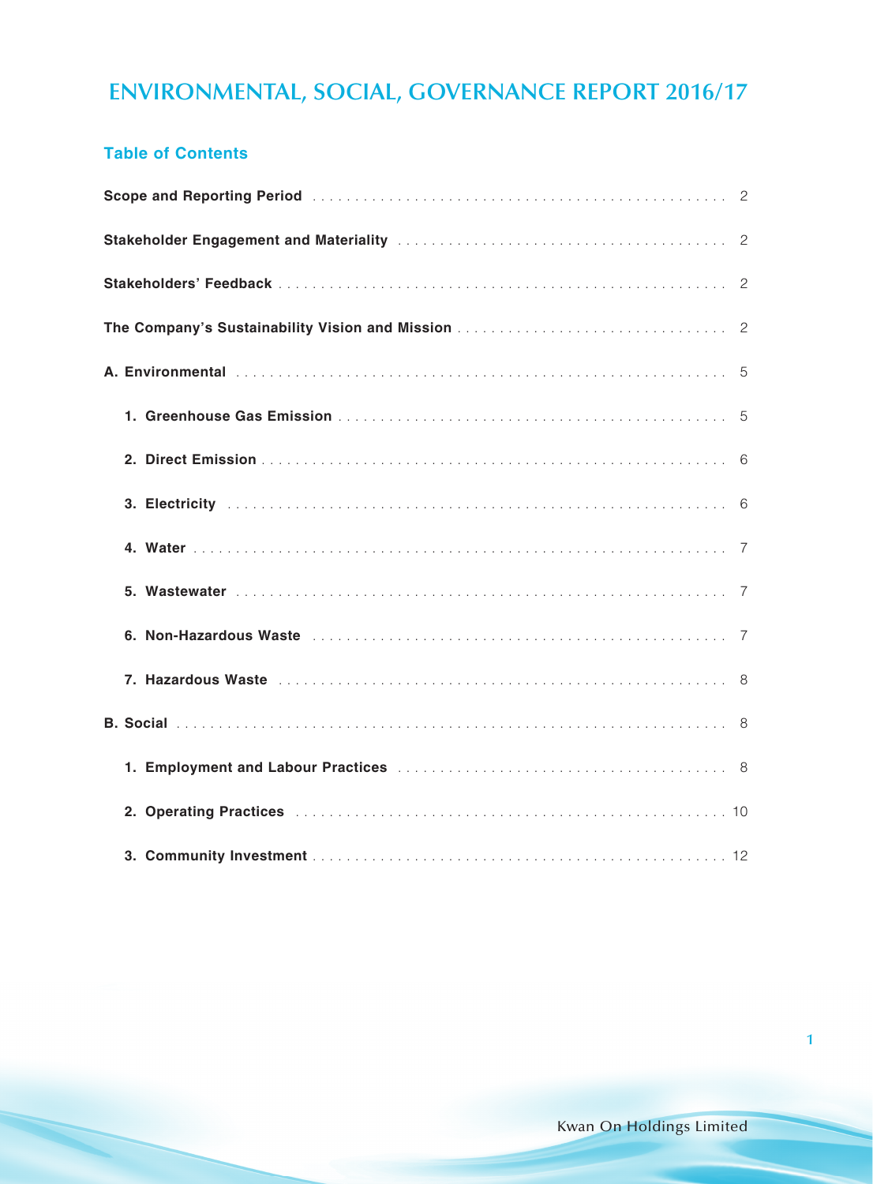# ENVIRONMENTAL, SOCIAL, GOVERNANCE REPORT 2016/17

## Table of Contents

| | |
|---|---|
| **Scope and Reporting Period** | 2 |
| **Stakeholder Engagement and Materiality** | 2 |
| **Stakeholders' Feedback** | 2 |
| **The Company's Sustainability Vision and Mission** | 2 |
| **A. Environmental** | 5 |
| **1. Greenhouse Gas Emission** | 5 |
| **2. Direct Emission** | 6 |
| **3. Electricity** | 6 |
| **4. Water** | 7 |
| **5. Wastewater** | 7 |
| **6. Non-Hazardous Waste** | 7 |
| **7. Hazardous Waste** | 8 |
| **B. Social** | 8 |
| **1. Employment and Labour Practices** | 8 |
| **2. Operating Practices** | 10 |
| **3. Community Investment** | 12 |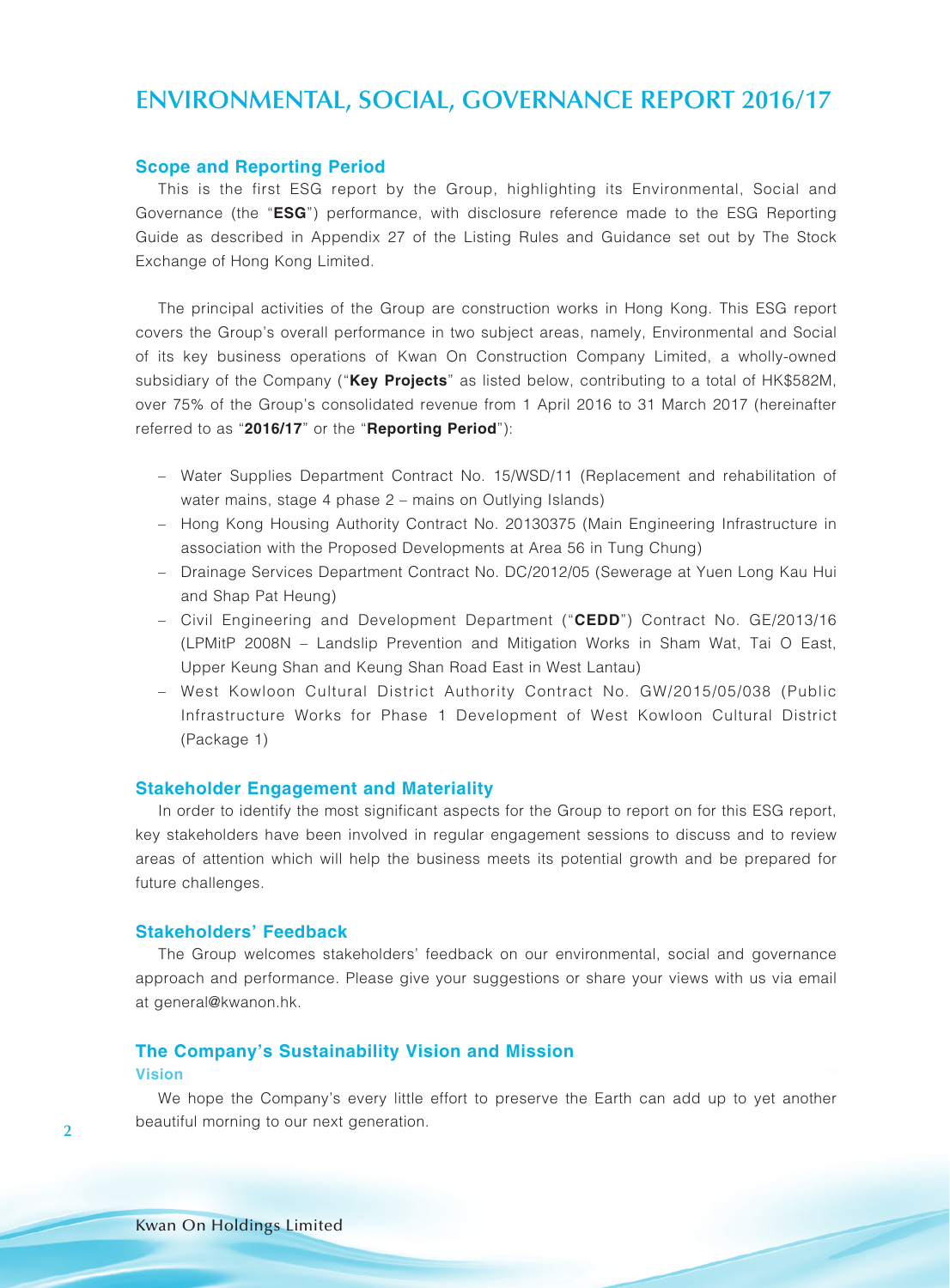# ENVIRONMENTAL, SOCIAL, GOVERNANCE REPORT 2016/17

## Scope and Reporting Period

This is the first ESG report by the Group, highlighting its Environmental, Social and Governance (the "**ESG**") performance, with disclosure reference made to the ESG Reporting Guide as described in Appendix 27 of the Listing Rules and Guidance set out by The Stock Exchange of Hong Kong Limited.

The principal activities of the Group are construction works in Hong Kong. This ESG report covers the Group's overall performance in two subject areas, namely, Environmental and Social of its key business operations of Kwan On Construction Company Limited, a wholly-owned subsidiary of the Company ("**Key Projects**" as listed below, contributing to a total of HK$582M, over 75% of the Group's consolidated revenue from 1 April 2016 to 31 March 2017 (hereinafter referred to as "**2016/17**" or the "**Reporting Period**"):

- Water Supplies Department Contract No. 15/WSD/11 (Replacement and rehabilitation of water mains, stage 4 phase 2 – mains on Outlying Islands)
- Hong Kong Housing Authority Contract No. 20130375 (Main Engineering Infrastructure in association with the Proposed Developments at Area 56 in Tung Chung)
- Drainage Services Department Contract No. DC/2012/05 (Sewerage at Yuen Long Kau Hui and Shap Pat Heung)
- Civil Engineering and Development Department ("**CEDD**") Contract No. GE/2013/16 (LPMitP 2008N – Landslip Prevention and Mitigation Works in Sham Wat, Tai O East, Upper Keung Shan and Keung Shan Road East in West Lantau)
- West Kowloon Cultural District Authority Contract No. GW/2015/05/038 (Public Infrastructure Works for Phase 1 Development of West Kowloon Cultural District (Package 1)

## Stakeholder Engagement and Materiality

In order to identify the most significant aspects for the Group to report on for this ESG report, key stakeholders have been involved in regular engagement sessions to discuss and to review areas of attention which will help the business meets its potential growth and be prepared for future challenges.

## Stakeholders' Feedback

The Group welcomes stakeholders' feedback on our environmental, social and governance approach and performance. Please give your suggestions or share your views with us via email at general@kwanon.hk.

## The Company's Sustainability Vision and Mission

### Vision

We hope the Company's every little effort to preserve the Earth can add up to yet another beautiful morning to our next generation.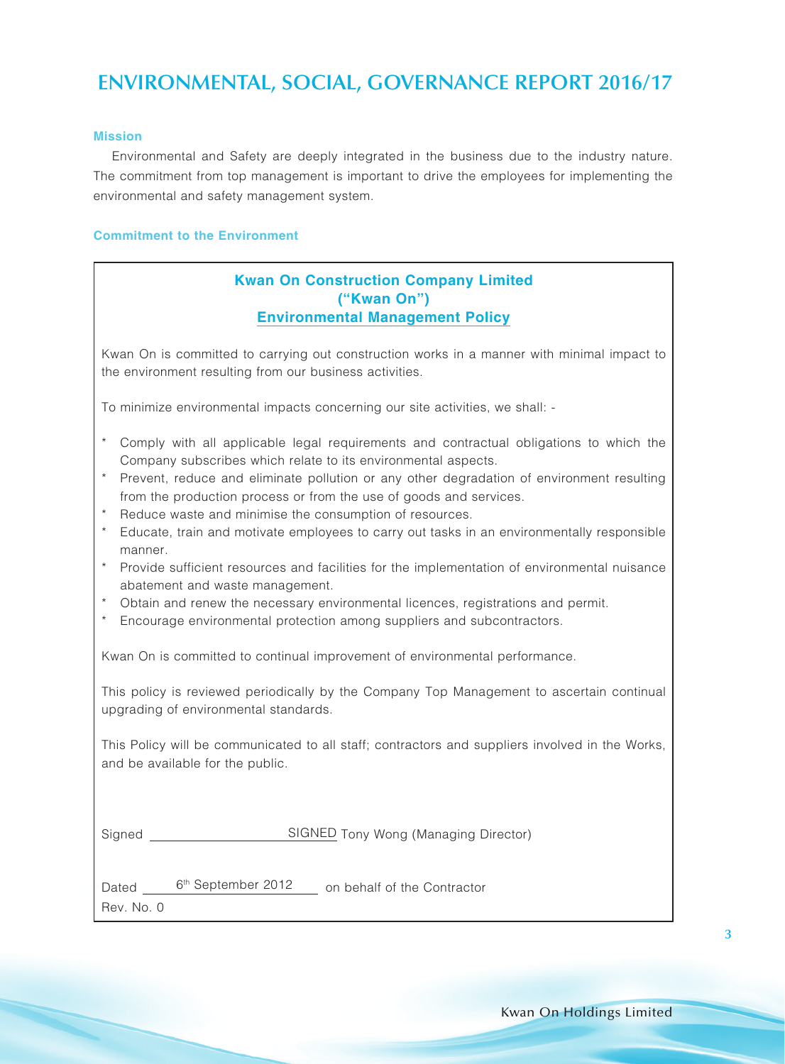# ENVIRONMENTAL, SOCIAL, GOVERNANCE REPORT 2016/17

### Mission

Environmental and Safety are deeply integrated in the business due to the industry nature. The commitment from top management is important to drive the employees for implementing the environmental and safety management system.

### Commitment to the Environment

**Kwan On Construction Company Limited**
**("Kwan On")**
**Environmental Management Policy**

Kwan On is committed to carrying out construction works in a manner with minimal impact to the environment resulting from our business activities.

To minimize environmental impacts concerning our site activities, we shall: -

- Comply with all applicable legal requirements and contractual obligations to which the Company subscribes which relate to its environmental aspects.
- Prevent, reduce and eliminate pollution or any other degradation of environment resulting from the production process or from the use of goods and services.
- Reduce waste and minimise the consumption of resources.
- Educate, train and motivate employees to carry out tasks in an environmentally responsible manner.
- Provide sufficient resources and facilities for the implementation of environmental nuisance abatement and waste management.
- Obtain and renew the necessary environmental licences, registrations and permit.
- Encourage environmental protection among suppliers and subcontractors.

Kwan On is committed to continual improvement of environmental performance.

This policy is reviewed periodically by the Company Top Management to ascertain continual upgrading of environmental standards.

This Policy will be communicated to all staff; contractors and suppliers involved in the Works, and be available for the public.

Signed SIGNED Tony Wong (Managing Director)

Dated 6th September 2012 on behalf of the Contractor

Rev. No. 0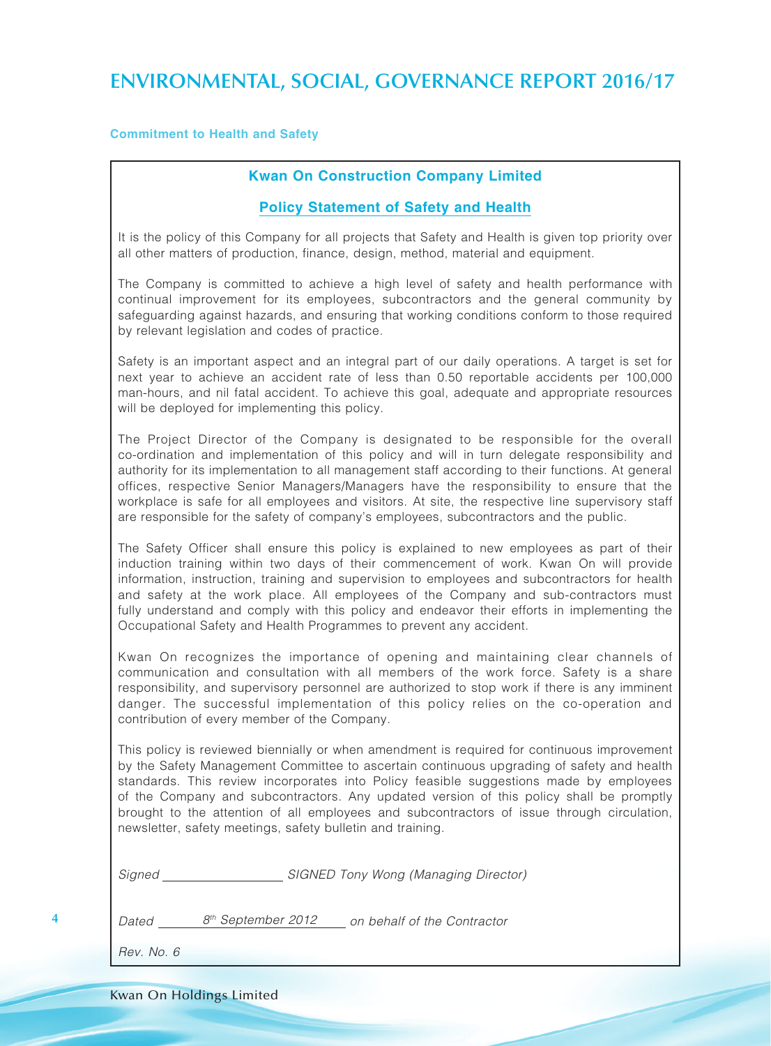## Commitment to Health and Safety

### Kwan On Construction Company Limited

### Policy Statement of Safety and Health

It is the policy of this Company for all projects that Safety and Health is given top priority over all other matters of production, finance, design, method, material and equipment.

The Company is committed to achieve a high level of safety and health performance with continual improvement for its employees, subcontractors and the general community by safeguarding against hazards, and ensuring that working conditions conform to those required by relevant legislation and codes of practice.

Safety is an important aspect and an integral part of our daily operations. A target is set for next year to achieve an accident rate of less than 0.50 reportable accidents per 100,000 man-hours, and nil fatal accident. To achieve this goal, adequate and appropriate resources will be deployed for implementing this policy.

The Project Director of the Company is designated to be responsible for the overall co-ordination and implementation of this policy and will in turn delegate responsibility and authority for its implementation to all management staff according to their functions. At general offices, respective Senior Managers/Managers have the responsibility to ensure that the workplace is safe for all employees and visitors. At site, the respective line supervisory staff are responsible for the safety of company's employees, subcontractors and the public.

The Safety Officer shall ensure this policy is explained to new employees as part of their induction training within two days of their commencement of work. Kwan On will provide information, instruction, training and supervision to employees and subcontractors for health and safety at the work place. All employees of the Company and sub-contractors must fully understand and comply with this policy and endeavor their efforts in implementing the Occupational Safety and Health Programmes to prevent any accident.

Kwan On recognizes the importance of opening and maintaining clear channels of communication and consultation with all members of the work force. Safety is a share responsibility, and supervisory personnel are authorized to stop work if there is any imminent danger. The successful implementation of this policy relies on the co-operation and contribution of every member of the Company.

This policy is reviewed biennially or when amendment is required for continuous improvement by the Safety Management Committee to ascertain continuous upgrading of safety and health standards. This review incorporates into Policy feasible suggestions made by employees of the Company and subcontractors. Any updated version of this policy shall be promptly brought to the attention of all employees and subcontractors of issue through circulation, newsletter, safety meetings, safety bulletin and training.

*Signed ______________ SIGNED Tony Wong (Managing Director)*

*Dated 8th September 2012 on behalf of the Contractor*

*Rev. No. 6*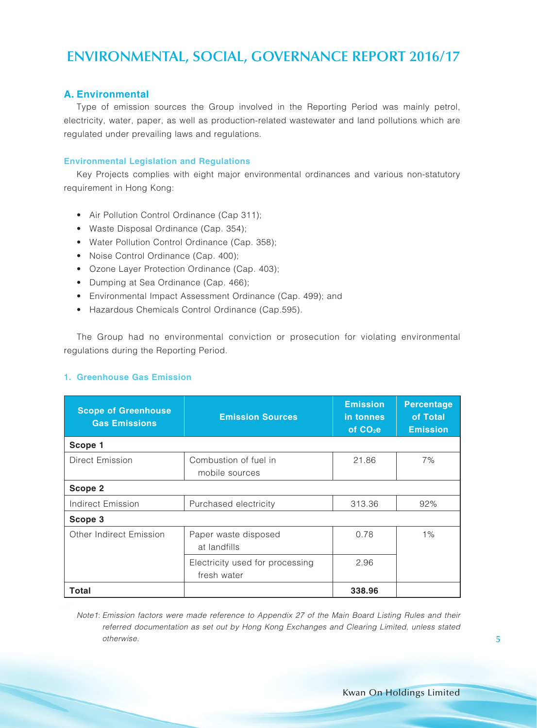# ENVIRONMENTAL, SOCIAL, GOVERNANCE REPORT 2016/17

## A. Environmental

Type of emission sources the Group involved in the Reporting Period was mainly petrol, electricity, water, paper, as well as production-related wastewater and land pollutions which are regulated under prevailing laws and regulations.

### Environmental Legislation and Regulations

Key Projects complies with eight major environmental ordinances and various non-statutory requirement in Hong Kong:

- Air Pollution Control Ordinance (Cap 311);
- Waste Disposal Ordinance (Cap. 354);
- Water Pollution Control Ordinance (Cap. 358);
- Noise Control Ordinance (Cap. 400);
- Ozone Layer Protection Ordinance (Cap. 403);
- Dumping at Sea Ordinance (Cap. 466);
- Environmental Impact Assessment Ordinance (Cap. 499); and
- Hazardous Chemicals Control Ordinance (Cap.595).

The Group had no environmental conviction or prosecution for violating environmental regulations during the Reporting Period.

### 1. Greenhouse Gas Emission

| Scope of Greenhouse Gas Emissions | Emission Sources | Emission in tonnes of $CO_2e$ | Percentage of Total Emission |
|---|---|---|---|
| **Scope 1** | | | |
| Direct Emission | Combustion of fuel in mobile sources | 21.86 | 7% |
| **Scope 2** | | | |
| Indirect Emission | Purchased electricity | 313.36 | 92% |
| **Scope 3** | | | |
| Other Indirect Emission | Paper waste disposed at landfills | 0.78 | 1% |
| | Electricity used for processing fresh water | 2.96 | |
| **Total** | | **338.96** | |

*Note1: Emission factors were made reference to Appendix 27 of the Main Board Listing Rules and their referred documentation as set out by Hong Kong Exchanges and Clearing Limited, unless stated otherwise.*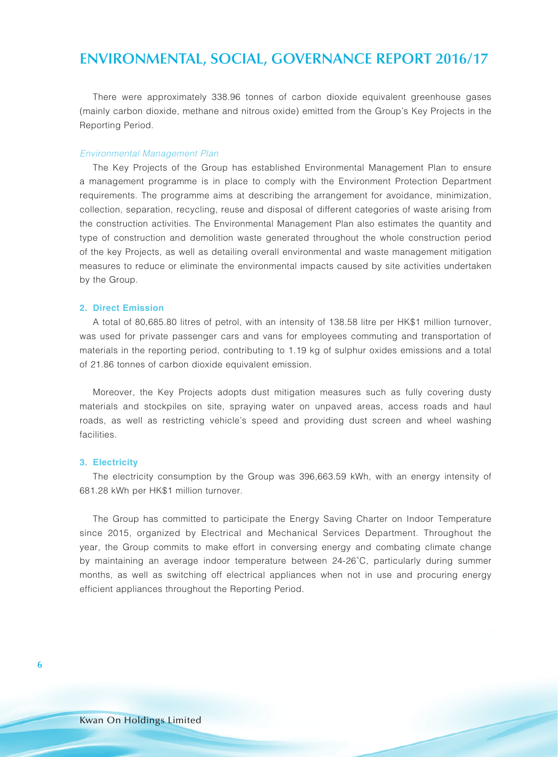There were approximately 338.96 tonnes of carbon dioxide equivalent greenhouse gases (mainly carbon dioxide, methane and nitrous oxide) emitted from the Group's Key Projects in the Reporting Period.

*Environmental Management Plan*

The Key Projects of the Group has established Environmental Management Plan to ensure a management programme is in place to comply with the Environment Protection Department requirements. The programme aims at describing the arrangement for avoidance, minimization, collection, separation, recycling, reuse and disposal of different categories of waste arising from the construction activities. The Environmental Management Plan also estimates the quantity and type of construction and demolition waste generated throughout the whole construction period of the key Projects, as well as detailing overall environmental and waste management mitigation measures to reduce or eliminate the environmental impacts caused by site activities undertaken by the Group.

### 2. Direct Emission

A total of 80,685.80 litres of petrol, with an intensity of 138.58 litre per HK$1 million turnover, was used for private passenger cars and vans for employees commuting and transportation of materials in the reporting period, contributing to 1.19 kg of sulphur oxides emissions and a total of 21.86 tonnes of carbon dioxide equivalent emission.

Moreover, the Key Projects adopts dust mitigation measures such as fully covering dusty materials and stockpiles on site, spraying water on unpaved areas, access roads and haul roads, as well as restricting vehicle's speed and providing dust screen and wheel washing facilities.

### 3. Electricity

The electricity consumption by the Group was 396,663.59 kWh, with an energy intensity of 681.28 kWh per HK$1 million turnover.

The Group has committed to participate the Energy Saving Charter on Indoor Temperature since 2015, organized by Electrical and Mechanical Services Department. Throughout the year, the Group commits to make effort in conversing energy and combating climate change by maintaining an average indoor temperature between 24-26˚C, particularly during summer months, as well as switching off electrical appliances when not in use and procuring energy efficient appliances throughout the Reporting Period.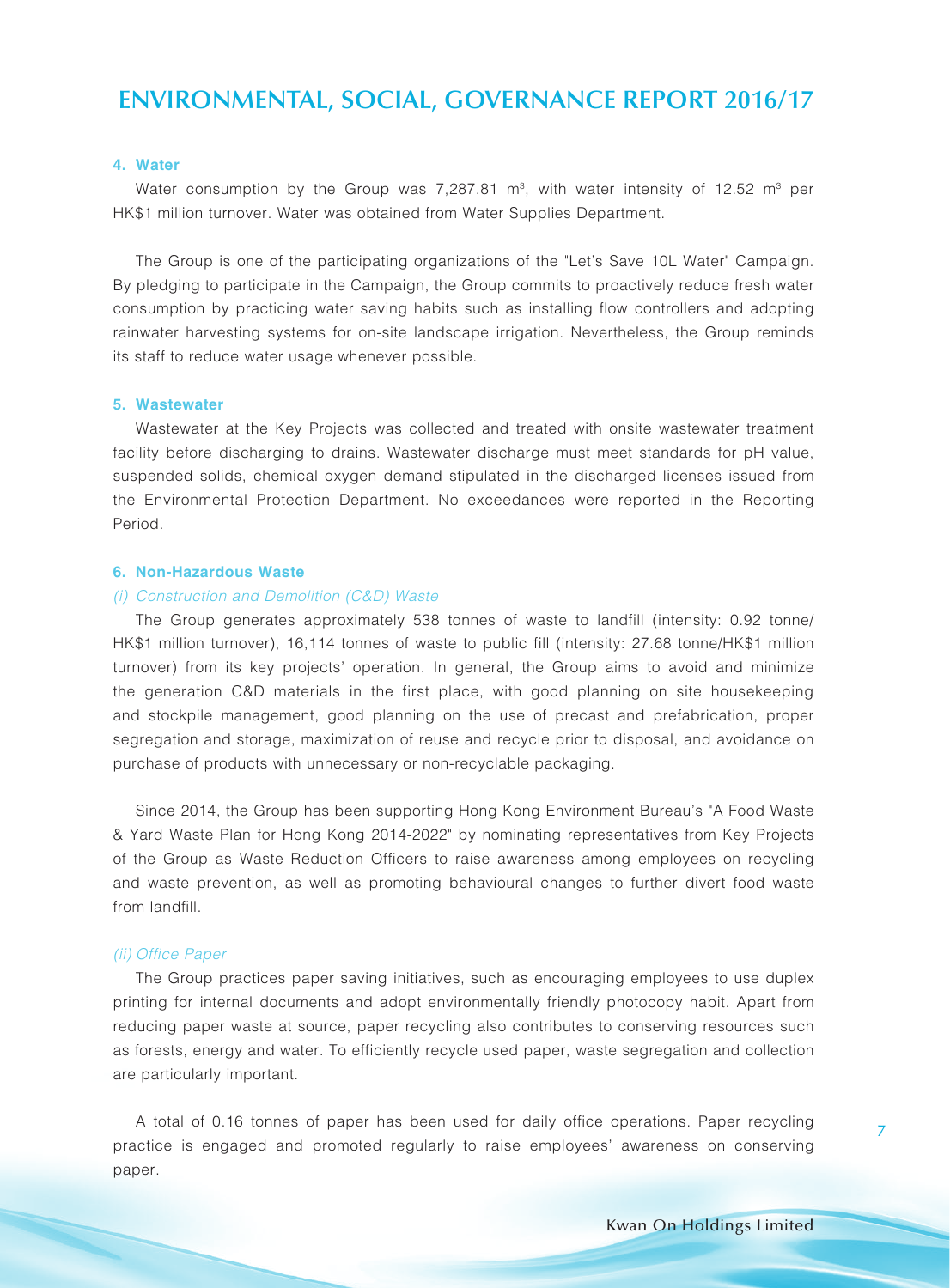#### 4. Water

Water consumption by the Group was 7,287.81 $m^3$, with water intensity of 12.52 $m^3$ per HK$1 million turnover. Water was obtained from Water Supplies Department.

The Group is one of the participating organizations of the "Let's Save 10L Water" Campaign. By pledging to participate in the Campaign, the Group commits to proactively reduce fresh water consumption by practicing water saving habits such as installing flow controllers and adopting rainwater harvesting systems for on-site landscape irrigation. Nevertheless, the Group reminds its staff to reduce water usage whenever possible.

#### 5. Wastewater

Wastewater at the Key Projects was collected and treated with onsite wastewater treatment facility before discharging to drains. Wastewater discharge must meet standards for pH value, suspended solids, chemical oxygen demand stipulated in the discharged licenses issued from the Environmental Protection Department. No exceedances were reported in the Reporting Period.

#### 6. Non-Hazardous Waste

*(i) Construction and Demolition (C&D) Waste*

The Group generates approximately 538 tonnes of waste to landfill (intensity: 0.92 tonne/HK$1 million turnover), 16,114 tonnes of waste to public fill (intensity: 27.68 tonne/HK$1 million turnover) from its key projects' operation. In general, the Group aims to avoid and minimize the generation C&D materials in the first place, with good planning on site housekeeping and stockpile management, good planning on the use of precast and prefabrication, proper segregation and storage, maximization of reuse and recycle prior to disposal, and avoidance on purchase of products with unnecessary or non-recyclable packaging.

Since 2014, the Group has been supporting Hong Kong Environment Bureau's "A Food Waste & Yard Waste Plan for Hong Kong 2014-2022" by nominating representatives from Key Projects of the Group as Waste Reduction Officers to raise awareness among employees on recycling and waste prevention, as well as promoting behavioural changes to further divert food waste from landfill.

*(ii) Office Paper*

The Group practices paper saving initiatives, such as encouraging employees to use duplex printing for internal documents and adopt environmentally friendly photocopy habit. Apart from reducing paper waste at source, paper recycling also contributes to conserving resources such as forests, energy and water. To efficiently recycle used paper, waste segregation and collection are particularly important.

A total of 0.16 tonnes of paper has been used for daily office operations. Paper recycling practice is engaged and promoted regularly to raise employees' awareness on conserving paper.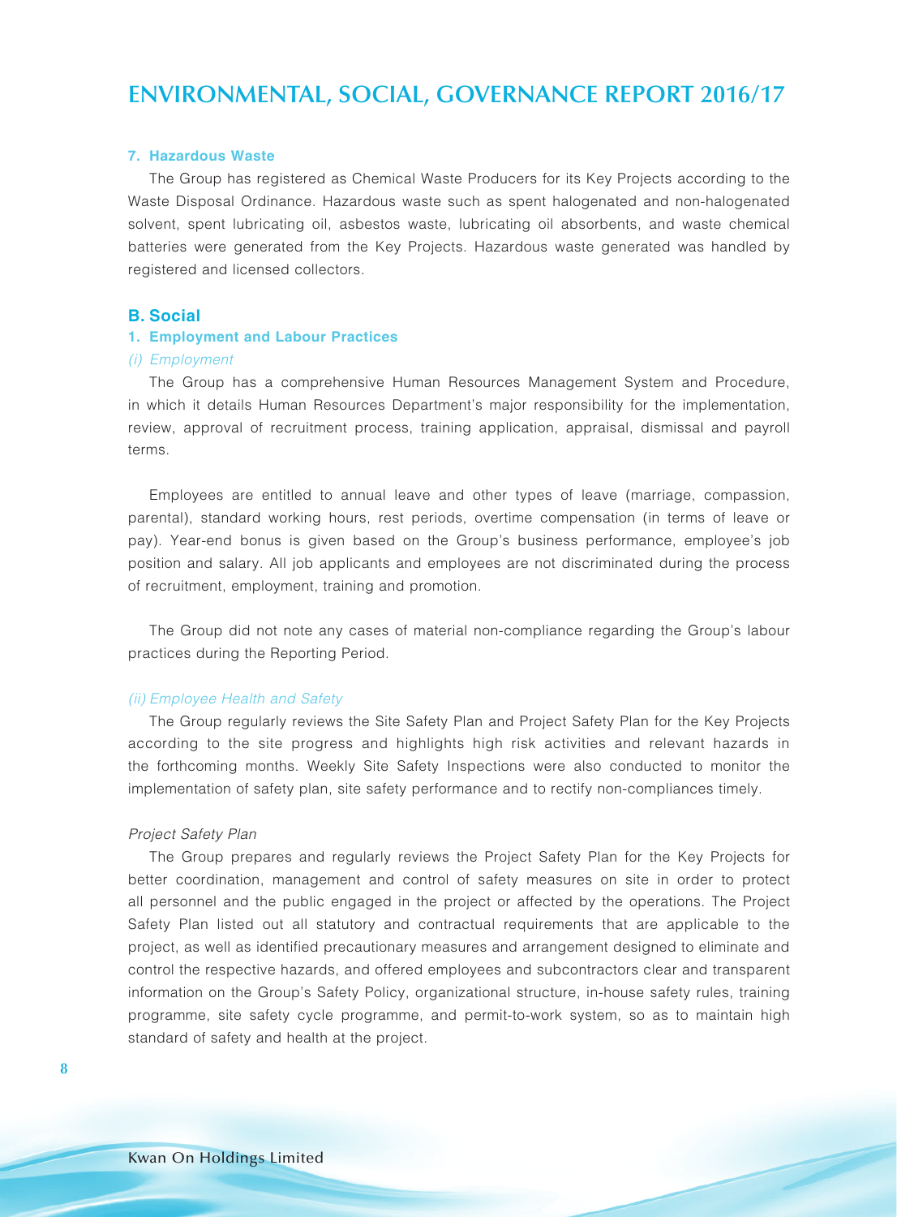#### 7. Hazardous Waste

The Group has registered as Chemical Waste Producers for its Key Projects according to the Waste Disposal Ordinance. Hazardous waste such as spent halogenated and non-halogenated solvent, spent lubricating oil, asbestos waste, lubricating oil absorbents, and waste chemical batteries were generated from the Key Projects. Hazardous waste generated was handled by registered and licensed collectors.

### B. Social

#### 1. Employment and Labour Practices

*(i) Employment*

The Group has a comprehensive Human Resources Management System and Procedure, in which it details Human Resources Department's major responsibility for the implementation, review, approval of recruitment process, training application, appraisal, dismissal and payroll terms.

Employees are entitled to annual leave and other types of leave (marriage, compassion, parental), standard working hours, rest periods, overtime compensation (in terms of leave or pay). Year-end bonus is given based on the Group's business performance, employee's job position and salary. All job applicants and employees are not discriminated during the process of recruitment, employment, training and promotion.

The Group did not note any cases of material non-compliance regarding the Group's labour practices during the Reporting Period.

*(ii) Employee Health and Safety*

The Group regularly reviews the Site Safety Plan and Project Safety Plan for the Key Projects according to the site progress and highlights high risk activities and relevant hazards in the forthcoming months. Weekly Site Safety Inspections were also conducted to monitor the implementation of safety plan, site safety performance and to rectify non-compliances timely.

*Project Safety Plan*

The Group prepares and regularly reviews the Project Safety Plan for the Key Projects for better coordination, management and control of safety measures on site in order to protect all personnel and the public engaged in the project or affected by the operations. The Project Safety Plan listed out all statutory and contractual requirements that are applicable to the project, as well as identified precautionary measures and arrangement designed to eliminate and control the respective hazards, and offered employees and subcontractors clear and transparent information on the Group's Safety Policy, organizational structure, in-house safety rules, training programme, site safety cycle programme, and permit-to-work system, so as to maintain high standard of safety and health at the project.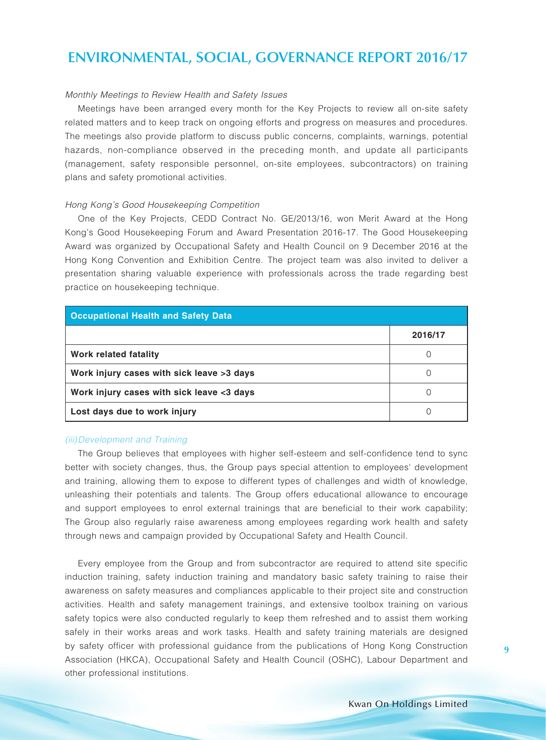*Monthly Meetings to Review Health and Safety Issues*

Meetings have been arranged every month for the Key Projects to review all on-site safety related matters and to keep track on ongoing efforts and progress on measures and procedures. The meetings also provide platform to discuss public concerns, complaints, warnings, potential hazards, non-compliance observed in the preceding month, and update all participants (management, safety responsible personnel, on-site employees, subcontractors) on training plans and safety promotional activities.

*Hong Kong's Good Housekeeping Competition*

One of the Key Projects, CEDD Contract No. GE/2013/16, won Merit Award at the Hong Kong's Good Housekeeping Forum and Award Presentation 2016-17. The Good Housekeeping Award was organized by Occupational Safety and Health Council on 9 December 2016 at the Hong Kong Convention and Exhibition Centre. The project team was also invited to deliver a presentation sharing valuable experience with professionals across the trade regarding best practice on housekeeping technique.

| **Occupational Health and Safety Data** | |
|---|---|
| | **2016/17** |
| **Work related fatality** | 0 |
| **Work injury cases with sick leave >3 days** | 0 |
| **Work injury cases with sick leave <3 days** | 0 |
| **Lost days due to work injury** | 0 |

*(iii) Development and Training*

The Group believes that employees with higher self-esteem and self-confidence tend to sync better with society changes, thus, the Group pays special attention to employees' development and training, allowing them to expose to different types of challenges and width of knowledge, unleashing their potentials and talents. The Group offers educational allowance to encourage and support employees to enrol external trainings that are beneficial to their work capability; The Group also regularly raise awareness among employees regarding work health and safety through news and campaign provided by Occupational Safety and Health Council.

Every employee from the Group and from subcontractor are required to attend site specific induction training, safety induction training and mandatory basic safety training to raise their awareness on safety measures and compliances applicable to their project site and construction activities. Health and safety management trainings, and extensive toolbox training on various safety topics were also conducted regularly to keep them refreshed and to assist them working safely in their works areas and work tasks. Health and safety training materials are designed by safety officer with professional guidance from the publications of Hong Kong Construction Association (HKCA), Occupational Safety and Health Council (OSHC), Labour Department and other professional institutions.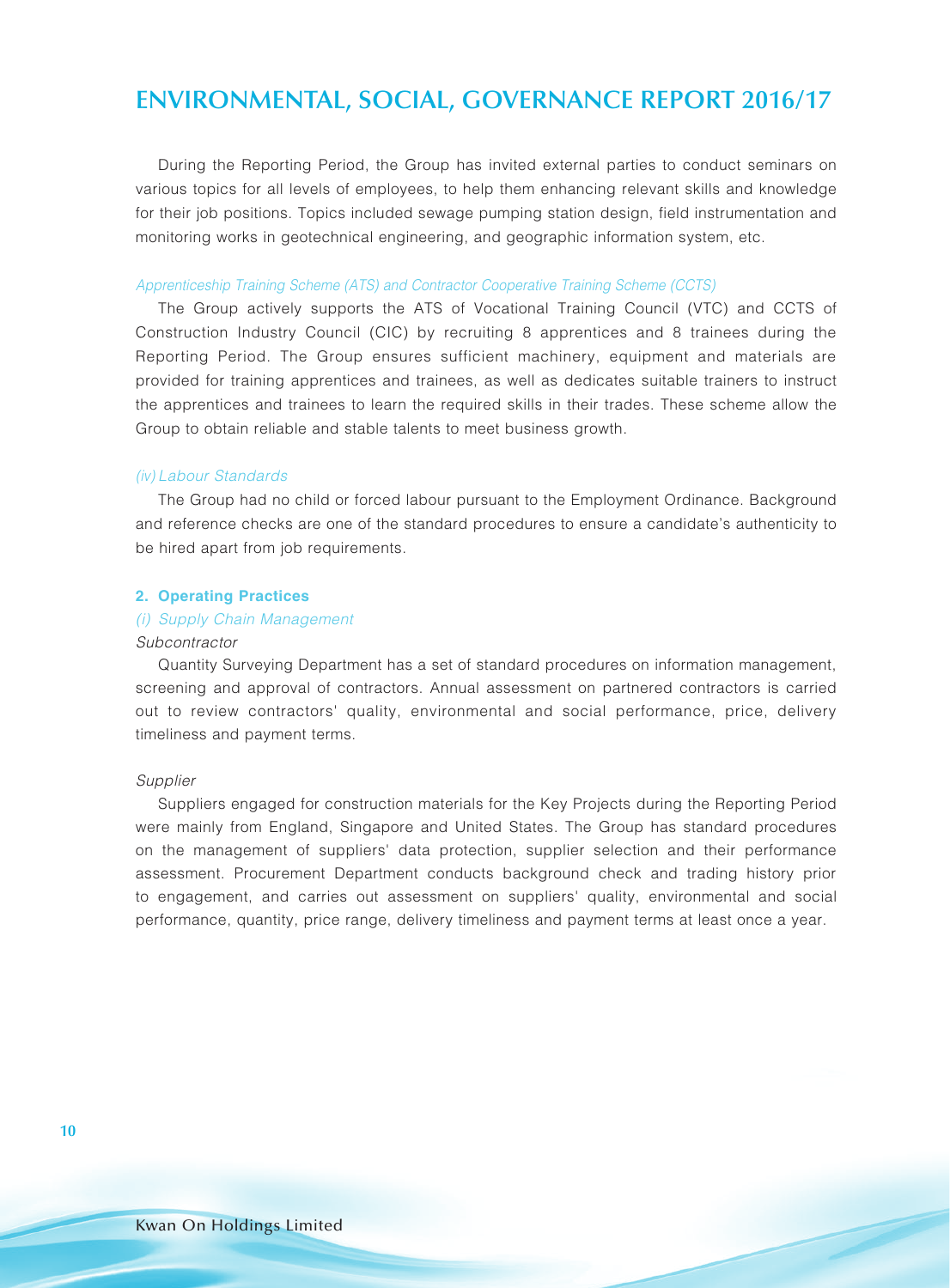During the Reporting Period, the Group has invited external parties to conduct seminars on various topics for all levels of employees, to help them enhancing relevant skills and knowledge for their job positions. Topics included sewage pumping station design, field instrumentation and monitoring works in geotechnical engineering, and geographic information system, etc.

*Apprenticeship Training Scheme (ATS) and Contractor Cooperative Training Scheme (CCTS)*

The Group actively supports the ATS of Vocational Training Council (VTC) and CCTS of Construction Industry Council (CIC) by recruiting 8 apprentices and 8 trainees during the Reporting Period. The Group ensures sufficient machinery, equipment and materials are provided for training apprentices and trainees, as well as dedicates suitable trainers to instruct the apprentices and trainees to learn the required skills in their trades. These scheme allow the Group to obtain reliable and stable talents to meet business growth.

*(iv) Labour Standards*

The Group had no child or forced labour pursuant to the Employment Ordinance. Background and reference checks are one of the standard procedures to ensure a candidate's authenticity to be hired apart from job requirements.

### 2. Operating Practices

*(i) Supply Chain Management*

*Subcontractor*

Quantity Surveying Department has a set of standard procedures on information management, screening and approval of contractors. Annual assessment on partnered contractors is carried out to review contractors' quality, environmental and social performance, price, delivery timeliness and payment terms.

*Supplier*

Suppliers engaged for construction materials for the Key Projects during the Reporting Period were mainly from England, Singapore and United States. The Group has standard procedures on the management of suppliers' data protection, supplier selection and their performance assessment. Procurement Department conducts background check and trading history prior to engagement, and carries out assessment on suppliers' quality, environmental and social performance, quantity, price range, delivery timeliness and payment terms at least once a year.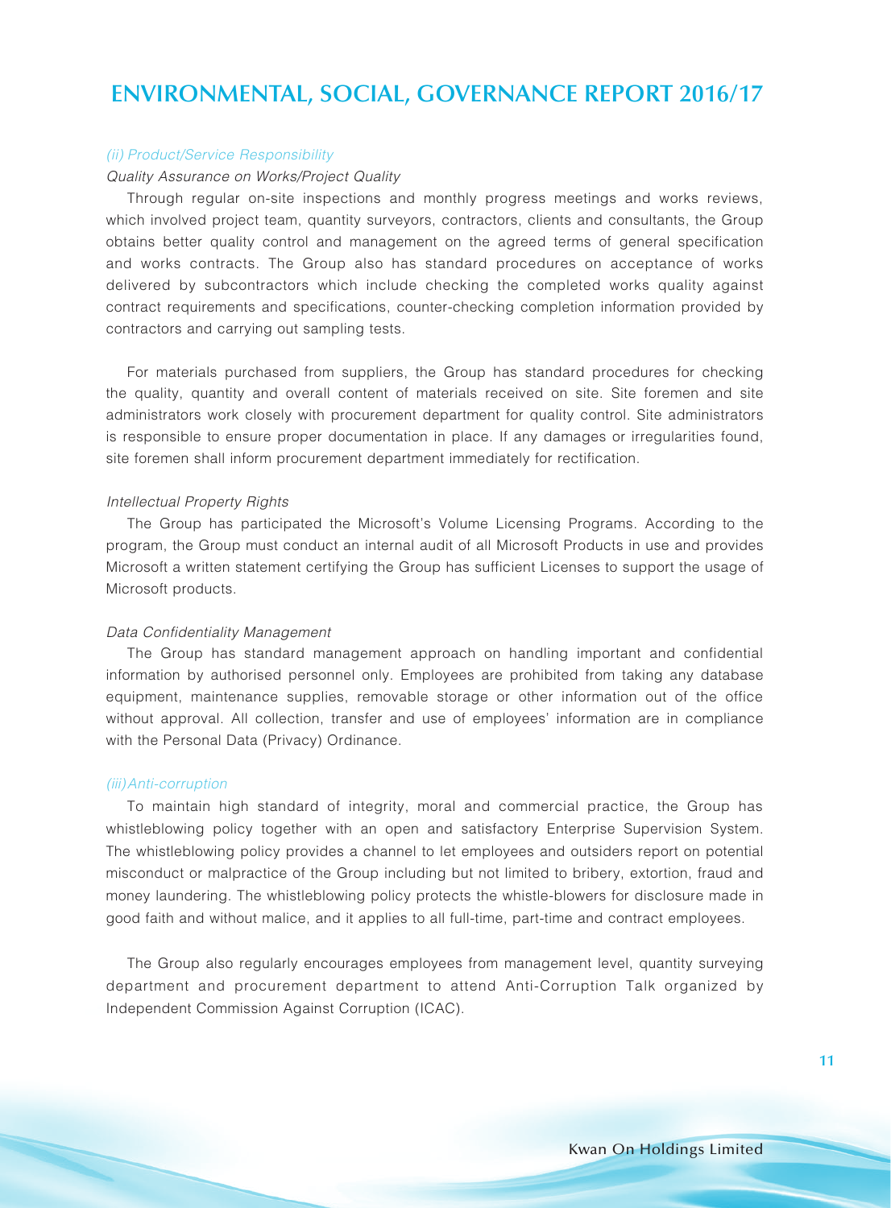*(ii) Product/Service Responsibility*

*Quality Assurance on Works/Project Quality*

Through regular on-site inspections and monthly progress meetings and works reviews, which involved project team, quantity surveyors, contractors, clients and consultants, the Group obtains better quality control and management on the agreed terms of general specification and works contracts. The Group also has standard procedures on acceptance of works delivered by subcontractors which include checking the completed works quality against contract requirements and specifications, counter-checking completion information provided by contractors and carrying out sampling tests.

For materials purchased from suppliers, the Group has standard procedures for checking the quality, quantity and overall content of materials received on site. Site foremen and site administrators work closely with procurement department for quality control. Site administrators is responsible to ensure proper documentation in place. If any damages or irregularities found, site foremen shall inform procurement department immediately for rectification.

*Intellectual Property Rights*

The Group has participated the Microsoft's Volume Licensing Programs. According to the program, the Group must conduct an internal audit of all Microsoft Products in use and provides Microsoft a written statement certifying the Group has sufficient Licenses to support the usage of Microsoft products.

*Data Confidentiality Management*

The Group has standard management approach on handling important and confidential information by authorised personnel only. Employees are prohibited from taking any database equipment, maintenance supplies, removable storage or other information out of the office without approval. All collection, transfer and use of employees' information are in compliance with the Personal Data (Privacy) Ordinance.

*(iii) Anti-corruption*

To maintain high standard of integrity, moral and commercial practice, the Group has whistleblowing policy together with an open and satisfactory Enterprise Supervision System. The whistleblowing policy provides a channel to let employees and outsiders report on potential misconduct or malpractice of the Group including but not limited to bribery, extortion, fraud and money laundering. The whistleblowing policy protects the whistle-blowers for disclosure made in good faith and without malice, and it applies to all full-time, part-time and contract employees.

The Group also regularly encourages employees from management level, quantity surveying department and procurement department to attend Anti-Corruption Talk organized by Independent Commission Against Corruption (ICAC).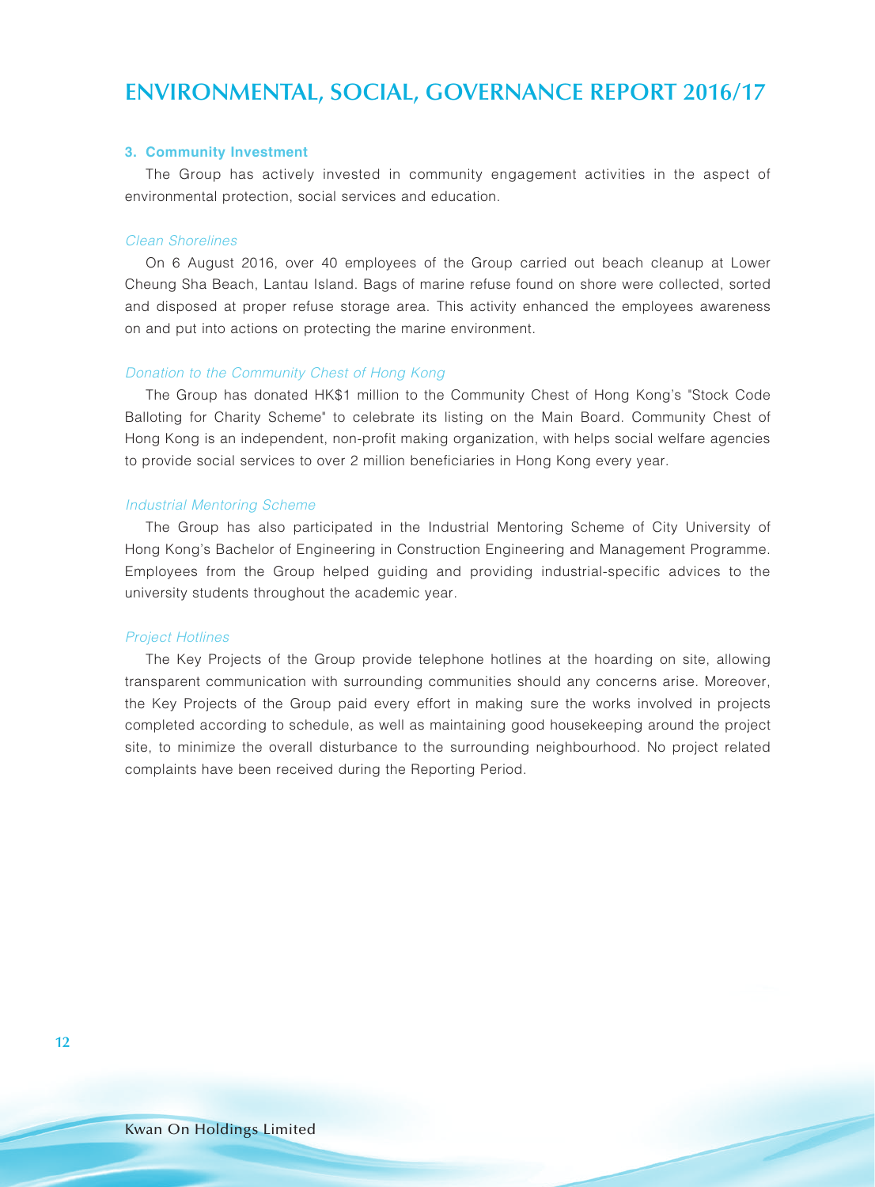### 3. Community Investment

The Group has actively invested in community engagement activities in the aspect of environmental protection, social services and education.

*Clean Shorelines*

On 6 August 2016, over 40 employees of the Group carried out beach cleanup at Lower Cheung Sha Beach, Lantau Island. Bags of marine refuse found on shore were collected, sorted and disposed at proper refuse storage area. This activity enhanced the employees awareness on and put into actions on protecting the marine environment.

*Donation to the Community Chest of Hong Kong*

The Group has donated HK$1 million to the Community Chest of Hong Kong's "Stock Code Balloting for Charity Scheme" to celebrate its listing on the Main Board. Community Chest of Hong Kong is an independent, non-profit making organization, with helps social welfare agencies to provide social services to over 2 million beneficiaries in Hong Kong every year.

*Industrial Mentoring Scheme*

The Group has also participated in the Industrial Mentoring Scheme of City University of Hong Kong's Bachelor of Engineering in Construction Engineering and Management Programme. Employees from the Group helped guiding and providing industrial-specific advices to the university students throughout the academic year.

*Project Hotlines*

The Key Projects of the Group provide telephone hotlines at the hoarding on site, allowing transparent communication with surrounding communities should any concerns arise. Moreover, the Key Projects of the Group paid every effort in making sure the works involved in projects completed according to schedule, as well as maintaining good housekeeping around the project site, to minimize the overall disturbance to the surrounding neighbourhood. No project related complaints have been received during the Reporting Period.